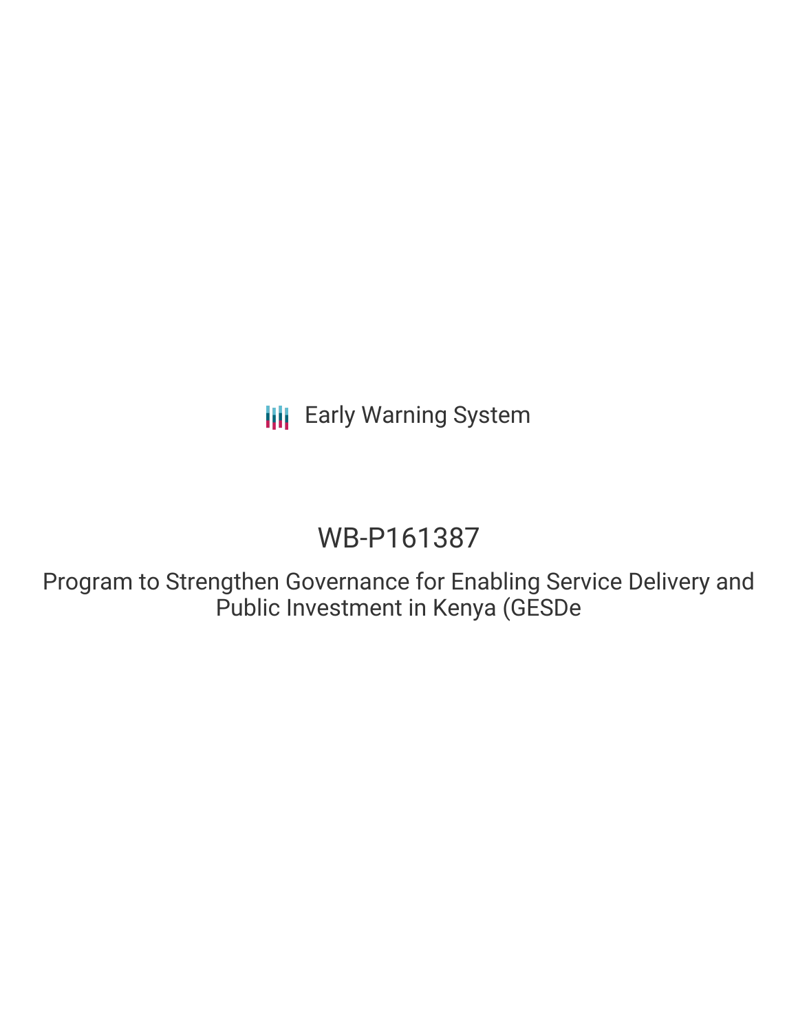Early Warning System

# WB-P161387

## Program to Strengthen Governance for Enabling Service Delivery and Public Investment in Kenya (GESDe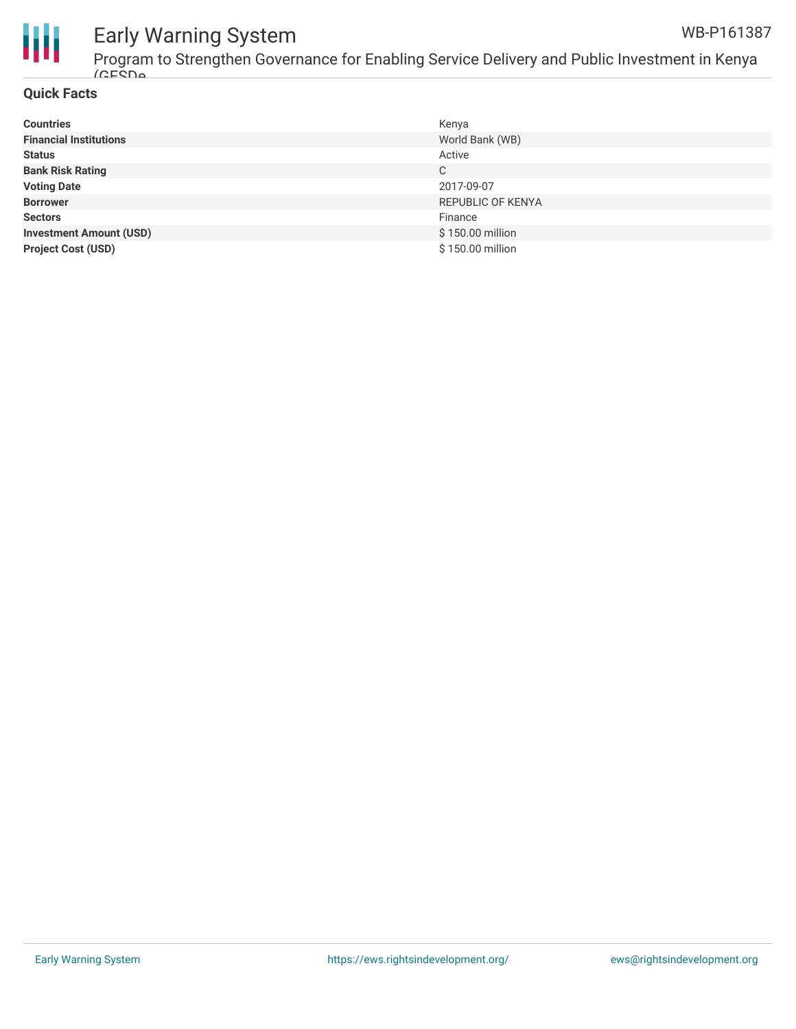## Quick Facts

| | |
|---|---|
| **Countries** | Kenya |
| **Financial Institutions** | World Bank (WB) |
| **Status** | Active |
| **Bank Risk Rating** | C |
| **Voting Date** | 2017-09-07 |
| **Borrower** | REPUBLIC OF KENYA |
| **Sectors** | Finance |
| **Investment Amount (USD)** | $ 150.00 million |
| **Project Cost (USD)** | $ 150.00 million |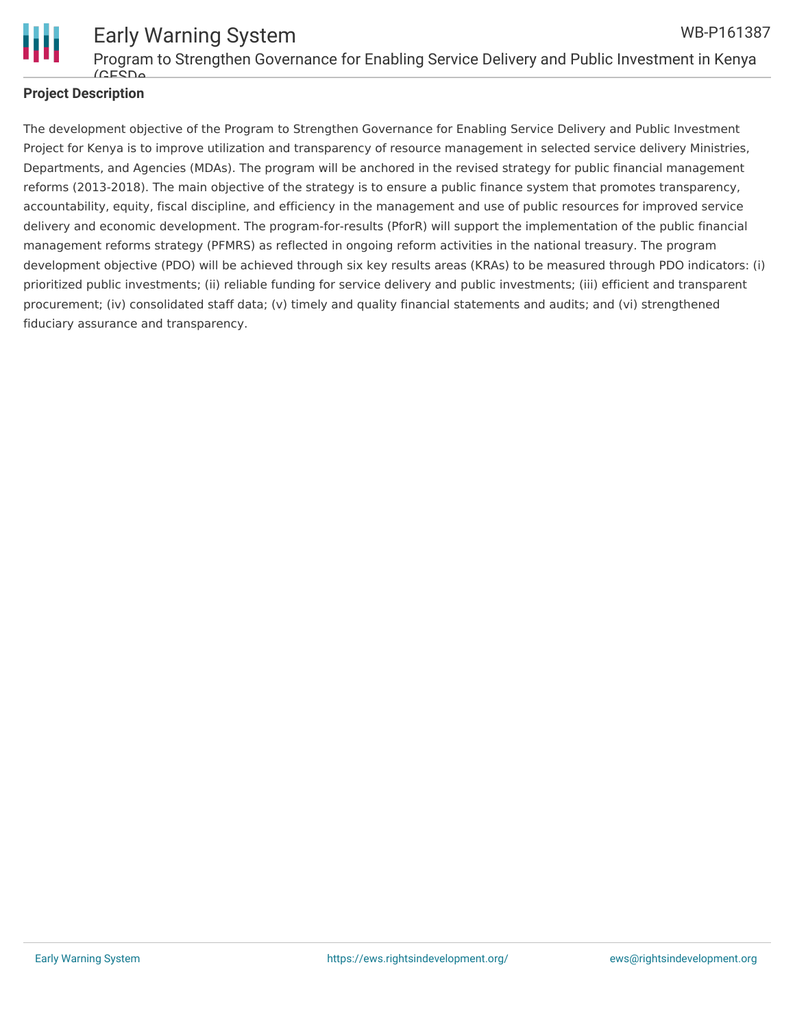## Project Description

The development objective of the Program to Strengthen Governance for Enabling Service Delivery and Public Investment Project for Kenya is to improve utilization and transparency of resource management in selected service delivery Ministries, Departments, and Agencies (MDAs). The program will be anchored in the revised strategy for public financial management reforms (2013-2018). The main objective of the strategy is to ensure a public finance system that promotes transparency, accountability, equity, fiscal discipline, and efficiency in the management and use of public resources for improved service delivery and economic development. The program-for-results (PforR) will support the implementation of the public financial management reforms strategy (PFMRS) as reflected in ongoing reform activities in the national treasury. The program development objective (PDO) will be achieved through six key results areas (KRAs) to be measured through PDO indicators: (i) prioritized public investments; (ii) reliable funding for service delivery and public investments; (iii) efficient and transparent procurement; (iv) consolidated staff data; (v) timely and quality financial statements and audits; and (vi) strengthened fiduciary assurance and transparency.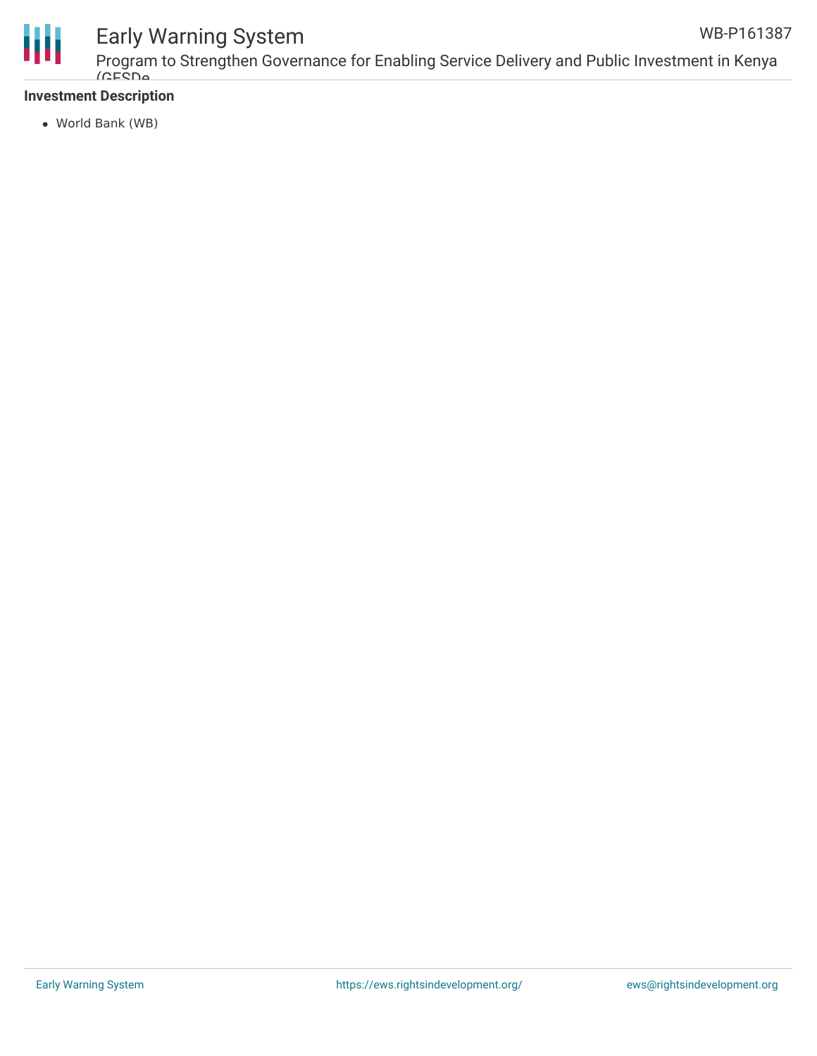### Investment Description

- World Bank (WB)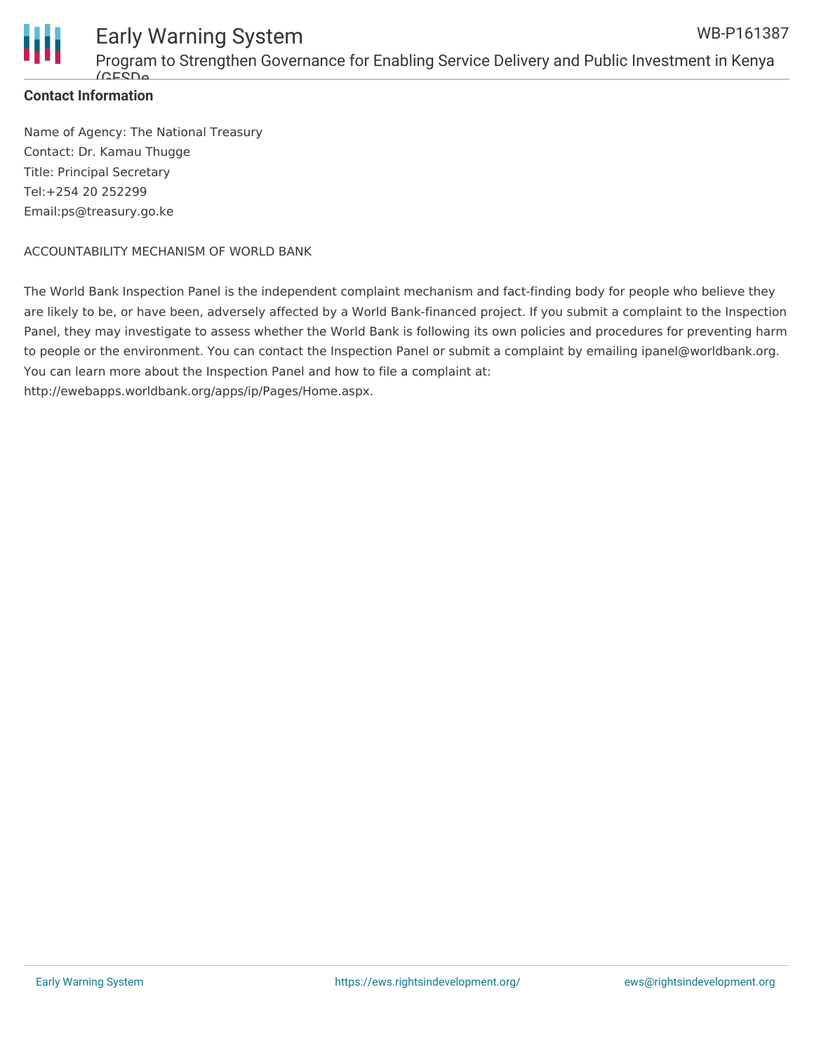**Contact Information**

Name of Agency: The National Treasury
Contact: Dr. Kamau Thugge
Title: Principal Secretary
Tel:+254 20 252299
Email:ps@treasury.go.ke

ACCOUNTABILITY MECHANISM OF WORLD BANK

The World Bank Inspection Panel is the independent complaint mechanism and fact-finding body for people who believe they are likely to be, or have been, adversely affected by a World Bank-financed project. If you submit a complaint to the Inspection Panel, they may investigate to assess whether the World Bank is following its own policies and procedures for preventing harm to people or the environment. You can contact the Inspection Panel or submit a complaint by emailing ipanel@worldbank.org. You can learn more about the Inspection Panel and how to file a complaint at: http://ewebapps.worldbank.org/apps/ip/Pages/Home.aspx.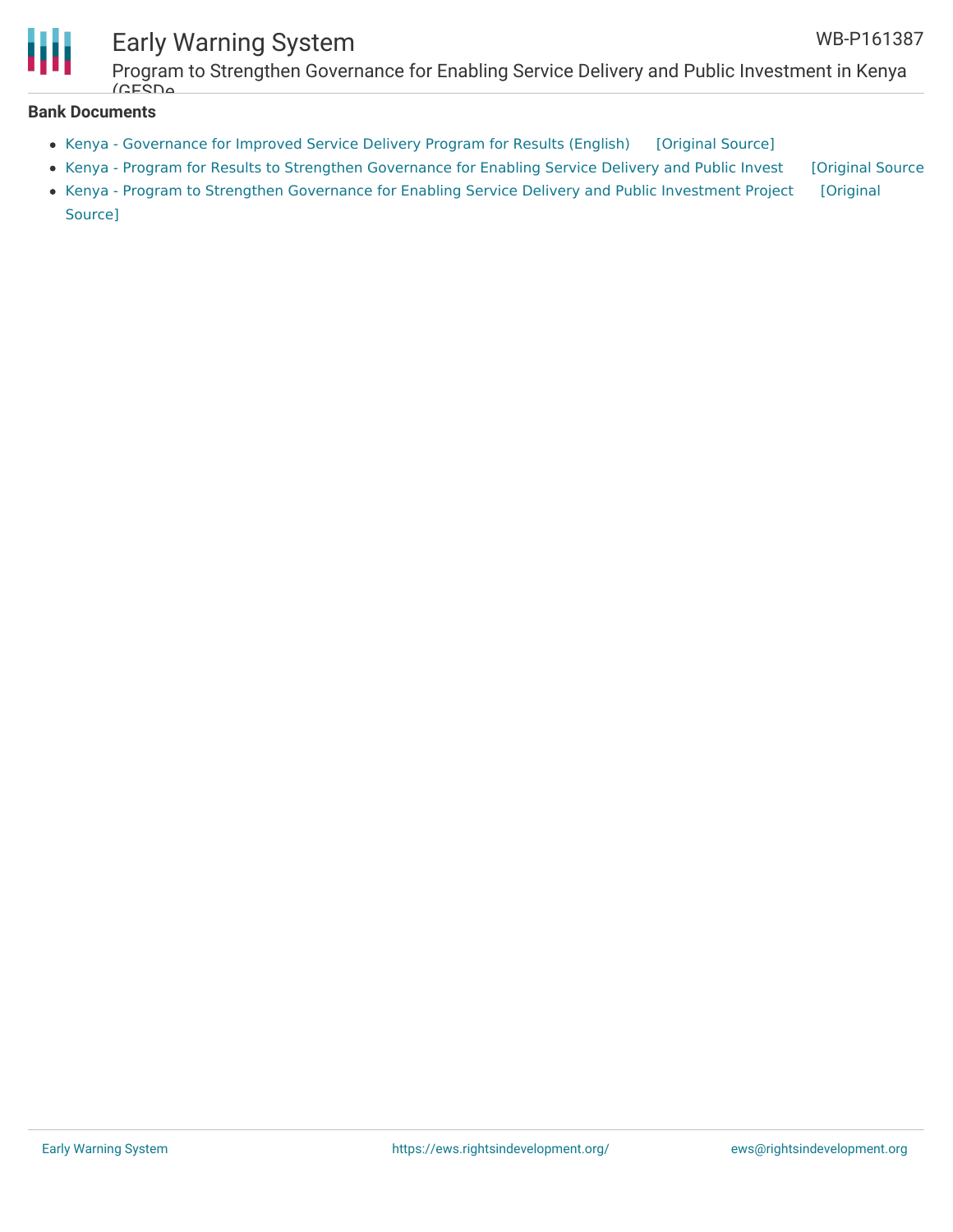## Bank Documents

- Kenya - Governance for Improved Service Delivery Program for Results (English) [Original Source]
- Kenya - Program for Results to Strengthen Governance for Enabling Service Delivery and Public Invest [Original Source
- Kenya - Program to Strengthen Governance for Enabling Service Delivery and Public Investment Project [Original Source]